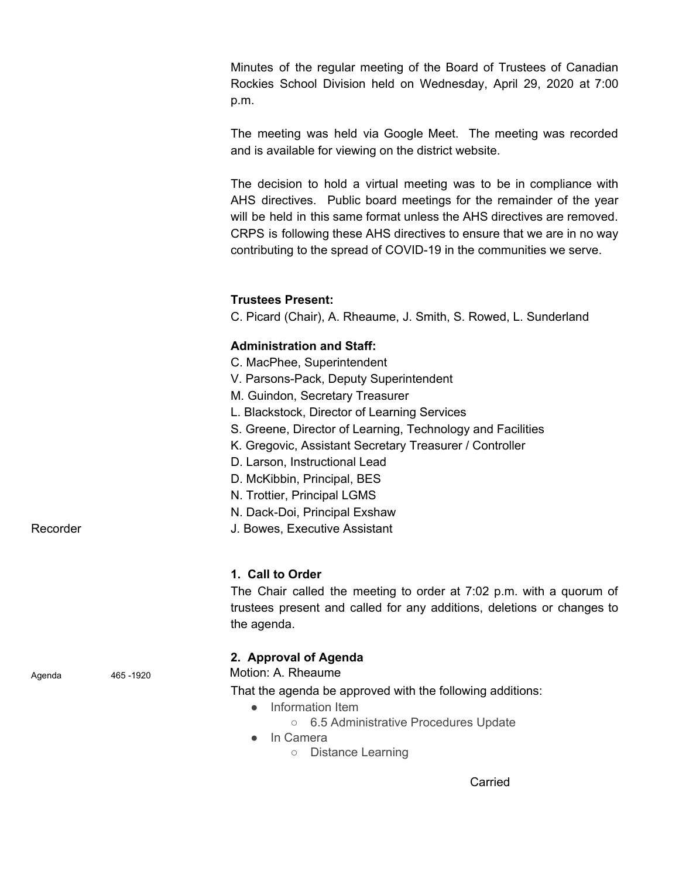Minutes of the regular meeting of the Board of Trustees of Canadian Rockies School Division held on Wednesday, April 29, 2020 at 7:00 p.m.

The meeting was held via Google Meet. The meeting was recorded and is available for viewing on the district website.

The decision to hold a virtual meeting was to be in compliance with AHS directives. Public board meetings for the remainder of the year will be held in this same format unless the AHS directives are removed. CRPS is following these AHS directives to ensure that we are in no way contributing to the spread of COVID-19 in the communities we serve.

**Trustees Present:**
C. Picard (Chair), A. Rheaume, J. Smith, S. Rowed, L. Sunderland

**Administration and Staff:**
C. MacPhee, Superintendent
V. Parsons-Pack, Deputy Superintendent
M. Guindon, Secretary Treasurer
L. Blackstock, Director of Learning Services
S. Greene, Director of Learning, Technology and Facilities
K. Gregovic, Assistant Secretary Treasurer / Controller
D. Larson, Instructional Lead
D. McKibbin, Principal, BES
N. Trottier, Principal LGMS
N. Dack-Doi, Principal Exshaw
Recorder — J. Bowes, Executive Assistant

**1. Call to Order**

The Chair called the meeting to order at 7:02 p.m. with a quorum of trustees present and called for any additions, deletions or changes to the agenda.

**2. Approval of Agenda**

Agenda 465 -1920

Motion: A. Rheaume

That the agenda be approved with the following additions:

- Information Item
  - 6.5 Administrative Procedures Update
- In Camera
  - Distance Learning

Carried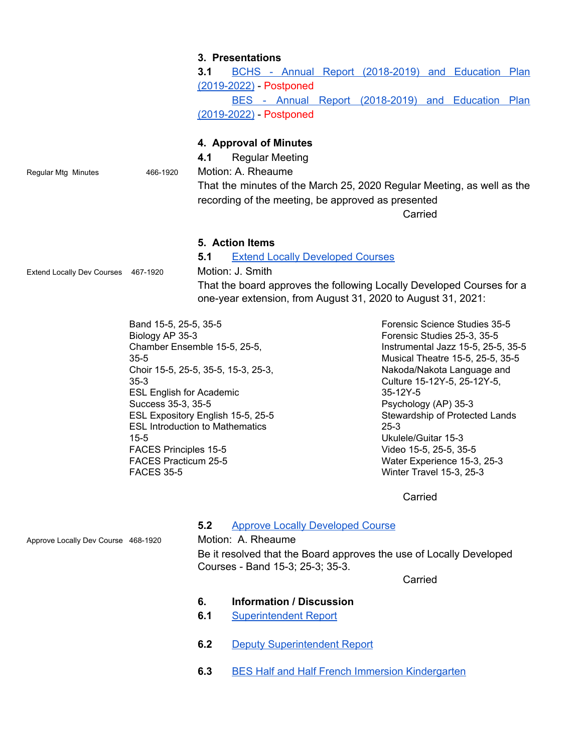## 3. Presentations

**3.1** BCHS - Annual Report (2018-2019) and Education Plan (2019-2022) - Postponed

BES - Annual Report (2018-2019) and Education Plan (2019-2022) - Postponed

## 4. Approval of Minutes

**4.1** Regular Meeting

Regular Mtg Minutes 466-1920

Motion: A. Rheaume

That the minutes of the March 25, 2020 Regular Meeting, as well as the recording of the meeting, be approved as presented

Carried

## 5. Action Items

**5.1** Extend Locally Developed Courses

Extend Locally Dev Courses 467-1920

Motion: J. Smith

That the board approves the following Locally Developed Courses for a one-year extension, from August 31, 2020 to August 31, 2021:

- Band 15-5, 25-5, 35-5
- Biology AP 35-3
- Chamber Ensemble 15-5, 25-5, 35-5
- Choir 15-5, 25-5, 35-5, 15-3, 25-3, 35-3
- ESL English for Academic Success 35-3, 35-5
- ESL Expository English 15-5, 25-5
- ESL Introduction to Mathematics 15-5
- FACES Principles 15-5
- FACES Practicum 25-5
- FACES 35-5
- Forensic Science Studies 35-5
- Forensic Studies 25-3, 35-5
- Instrumental Jazz 15-5, 25-5, 35-5
- Musical Theatre 15-5, 25-5, 35-5
- Nakoda/Nakota Language and Culture 15-12Y-5, 25-12Y-5, 35-12Y-5
- Psychology (AP) 35-3
- Stewardship of Protected Lands 25-3
- Ukulele/Guitar 15-3
- Video 15-5, 25-5, 35-5
- Water Experience 15-3, 25-3
- Winter Travel 15-3, 25-3

Carried

**5.2** Approve Locally Developed Course

Approve Locally Dev Course 468-1920

Motion: A. Rheaume

Be it resolved that the Board approves the use of Locally Developed Courses - Band 15-3; 25-3; 35-3.

Carried

## 6. Information / Discussion

**6.1** Superintendent Report

**6.2** Deputy Superintendent Report

**6.3** BES Half and Half French Immersion Kindergarten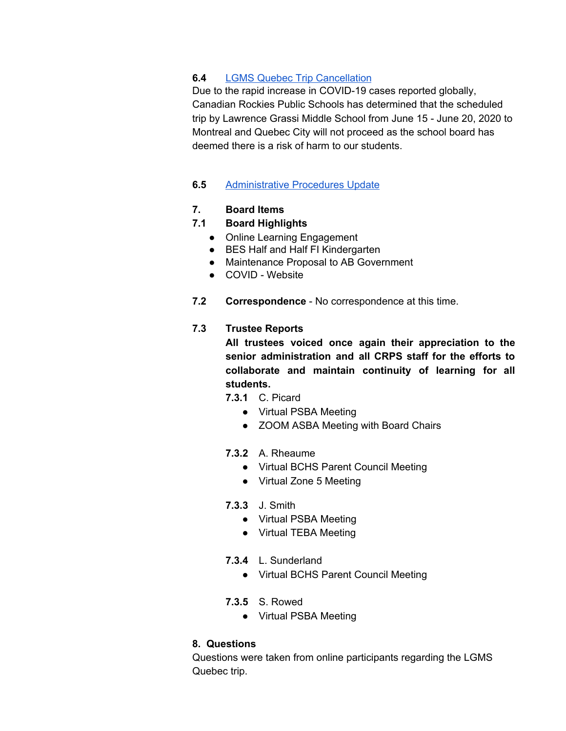**6.4** [LGMS Quebec Trip Cancellation]

Due to the rapid increase in COVID-19 cases reported globally, Canadian Rockies Public Schools has determined that the scheduled trip by Lawrence Grassi Middle School from June 15 - June 20, 2020 to Montreal and Quebec City will not proceed as the school board has deemed there is a risk of harm to our students.

**6.5** [Administrative Procedures Update]

**7. Board Items**

**7.1 Board Highlights**

- Online Learning Engagement
- BES Half and Half FI Kindergarten
- Maintenance Proposal to AB Government
- COVID - Website

**7.2 Correspondence** - No correspondence at this time.

**7.3 Trustee Reports**

**All trustees voiced once again their appreciation to the senior administration and all CRPS staff for the efforts to collaborate and maintain continuity of learning for all students.**

**7.3.1** C. Picard

- Virtual PSBA Meeting
- ZOOM ASBA Meeting with Board Chairs

**7.3.2** A. Rheaume

- Virtual BCHS Parent Council Meeting
- Virtual Zone 5 Meeting

**7.3.3** J. Smith

- Virtual PSBA Meeting
- Virtual TEBA Meeting

**7.3.4** L. Sunderland

- Virtual BCHS Parent Council Meeting

**7.3.5** S. Rowed

- Virtual PSBA Meeting

**8. Questions**

Questions were taken from online participants regarding the LGMS Quebec trip.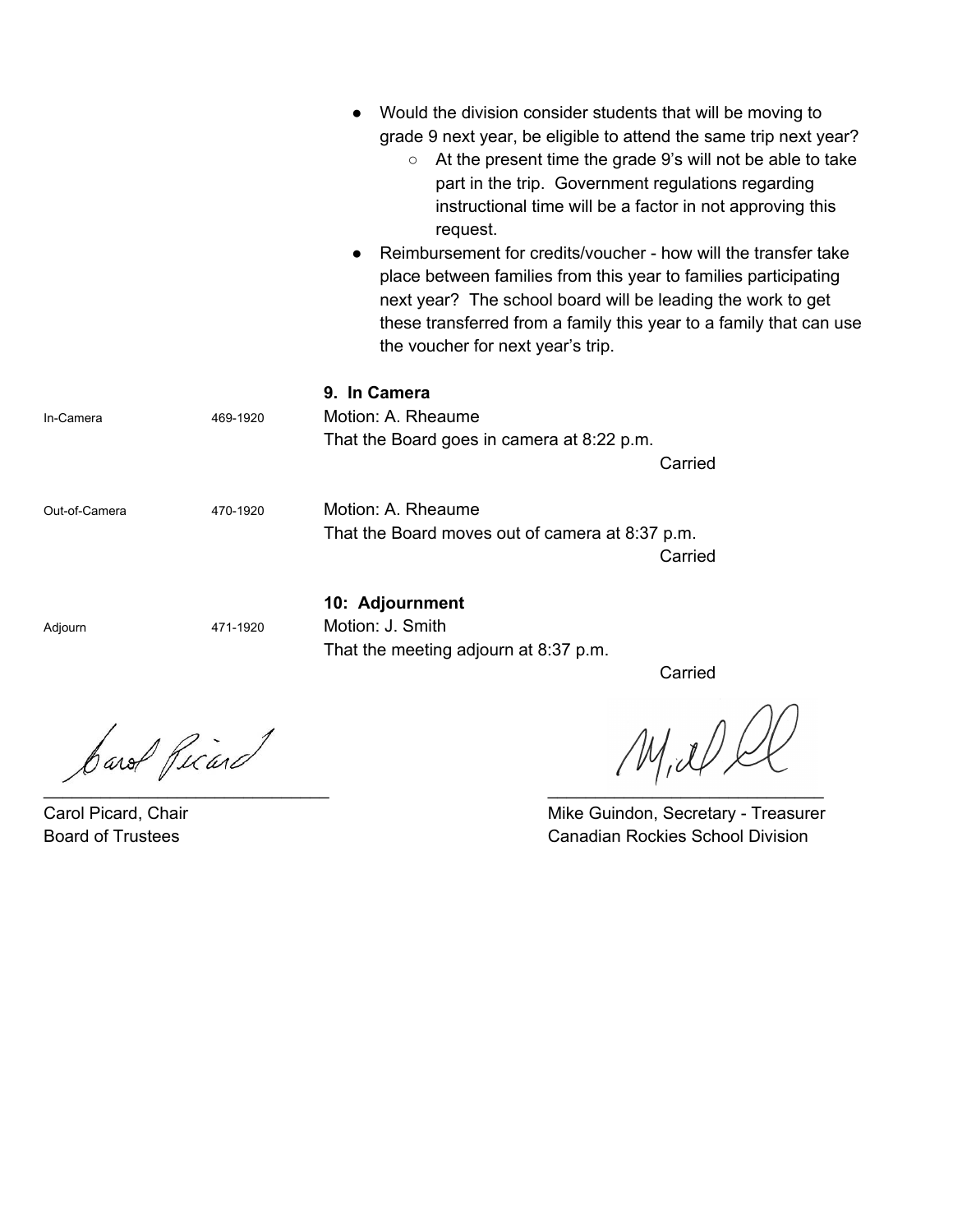- Would the division consider students that will be moving to grade 9 next year, be eligible to attend the same trip next year?
    - At the present time the grade 9's will not be able to take part in the trip. Government regulations regarding instructional time will be a factor in not approving this request.
- Reimbursement for credits/voucher - how will the transfer take place between families from this year to families participating next year? The school board will be leading the work to get these transferred from a family this year to a family that can use the voucher for next year's trip.

**9. In Camera**

In-Camera 469-1920

Motion: A. Rheaume
That the Board goes in camera at 8:22 p.m.

Carried

Out-of-Camera 470-1920

Motion: A. Rheaume
That the Board moves out of camera at 8:37 p.m.

Carried

**10: Adjournment**

Adjourn 471-1920

Motion: J. Smith
That the meeting adjourn at 8:37 p.m.

Carried

Carol Picard, Chair
Board of Trustees

Mike Guindon, Secretary - Treasurer
Canadian Rockies School Division